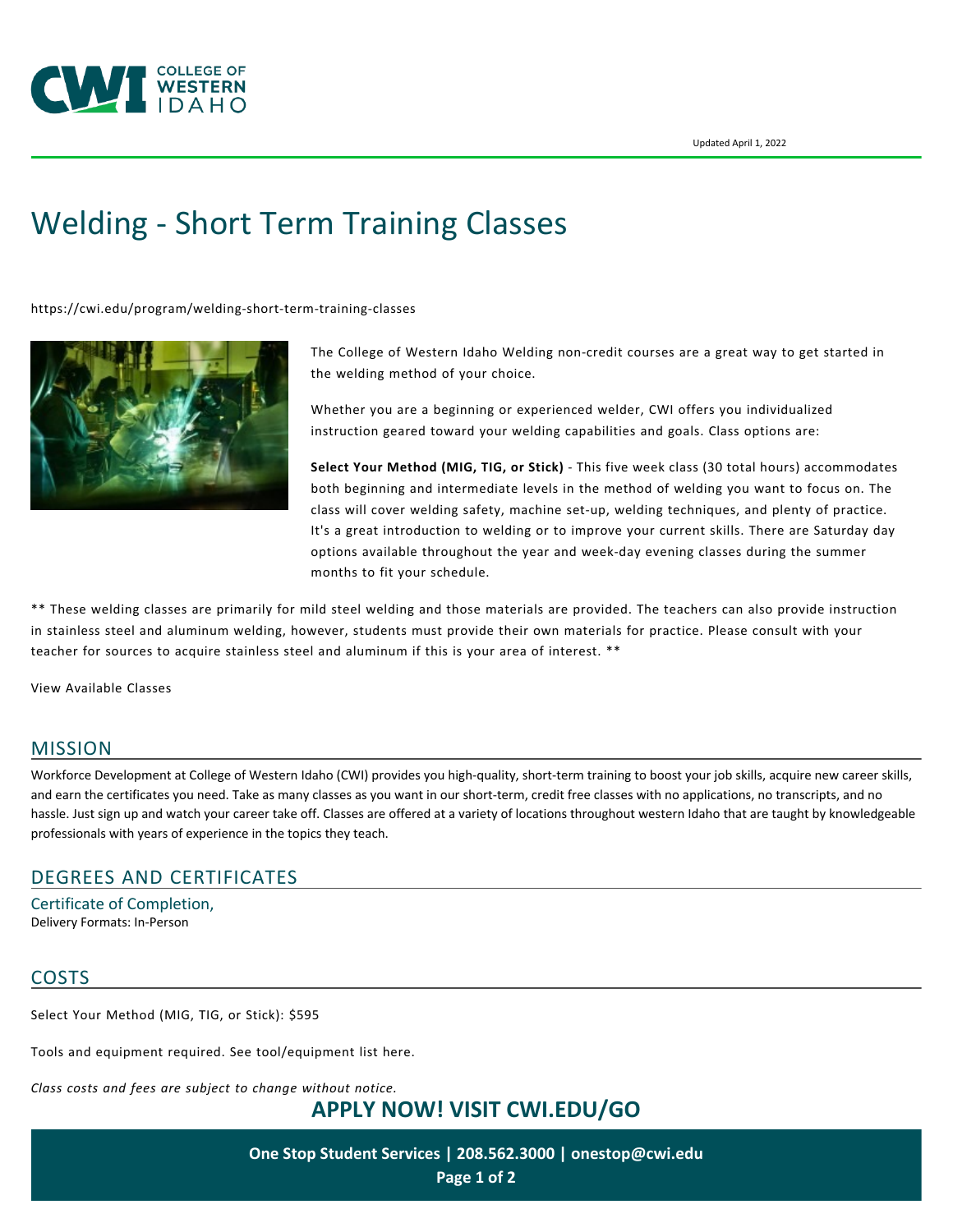Updated April 1, 2022

# Welding - Short Term Training Classes

https://cwi.edu/program/welding-short-term-training-classes

The College of Western Idaho Welding non-credit courses are a great way to get started in the welding method of your choice.

Whether you are a beginning or experienced welder, CWI offers you individualized instruction geared toward your welding capabilities and goals. Class options are:

**Select Your Method (MIG, TIG, or Stick)** - This five week class (30 total hours) accommodates both beginning and intermediate levels in the method of welding you want to focus on. The class will cover welding safety, machine set-up, welding techniques, and plenty of practice. It's a great introduction to welding or to improve your current skills. There are Saturday day options available throughout the year and week-day evening classes during the summer months to fit your schedule.

** These welding classes are primarily for mild steel welding and those materials are provided. The teachers can also provide instruction in stainless steel and aluminum welding, however, students must provide their own materials for practice. Please consult with your teacher for sources to acquire stainless steel and aluminum if this is your area of interest. **

View Available Classes

## MISSION

Workforce Development at College of Western Idaho (CWI) provides you high-quality, short-term training to boost your job skills, acquire new career skills, and earn the certificates you need. Take as many classes as you want in our short-term, credit free classes with no applications, no transcripts, and no hassle. Just sign up and watch your career take off. Classes are offered at a variety of locations throughout western Idaho that are taught by knowledgeable professionals with years of experience in the topics they teach.

## DEGREES AND CERTIFICATES

### Certificate of Completion,

Delivery Formats: In-Person

## COSTS

Select Your Method (MIG, TIG, or Stick): $595

Tools and equipment required. See tool/equipment list here.

*Class costs and fees are subject to change without notice.*

**APPLY NOW! VISIT CWI.EDU/GO**

**One Stop Student Services | 208.562.3000 | onestop@cwi.edu**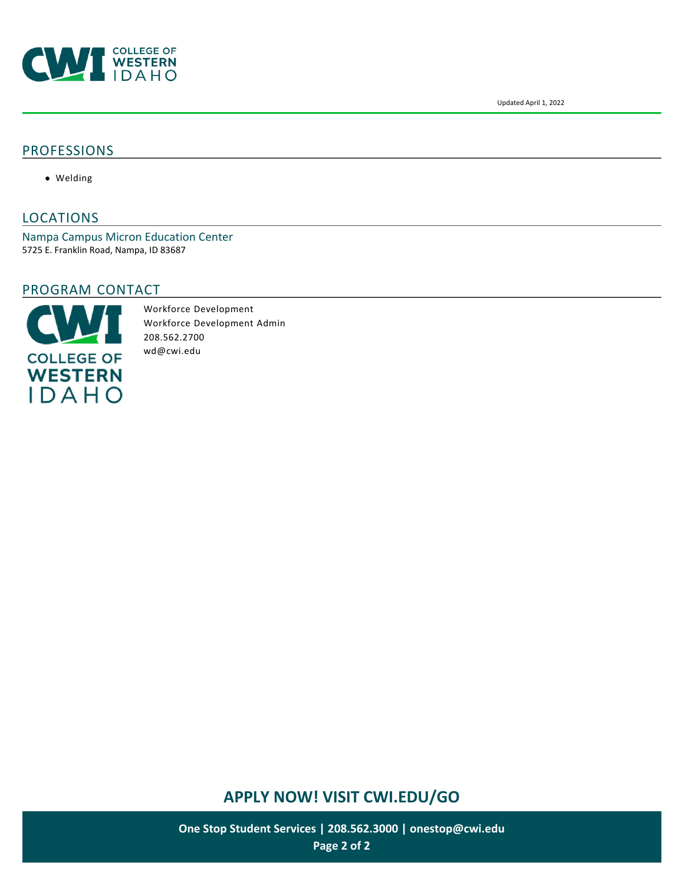Updated April 1, 2022

## PROFESSIONS

- Welding

## LOCATIONS

### Nampa Campus Micron Education Center

5725 E. Franklin Road, Nampa, ID 83687

## PROGRAM CONTACT

Workforce Development
Workforce Development Admin
208.562.2700
wd@cwi.edu

**APPLY NOW! VISIT CWI.EDU/GO**

**One Stop Student Services | 208.562.3000 | onestop@cwi.edu**